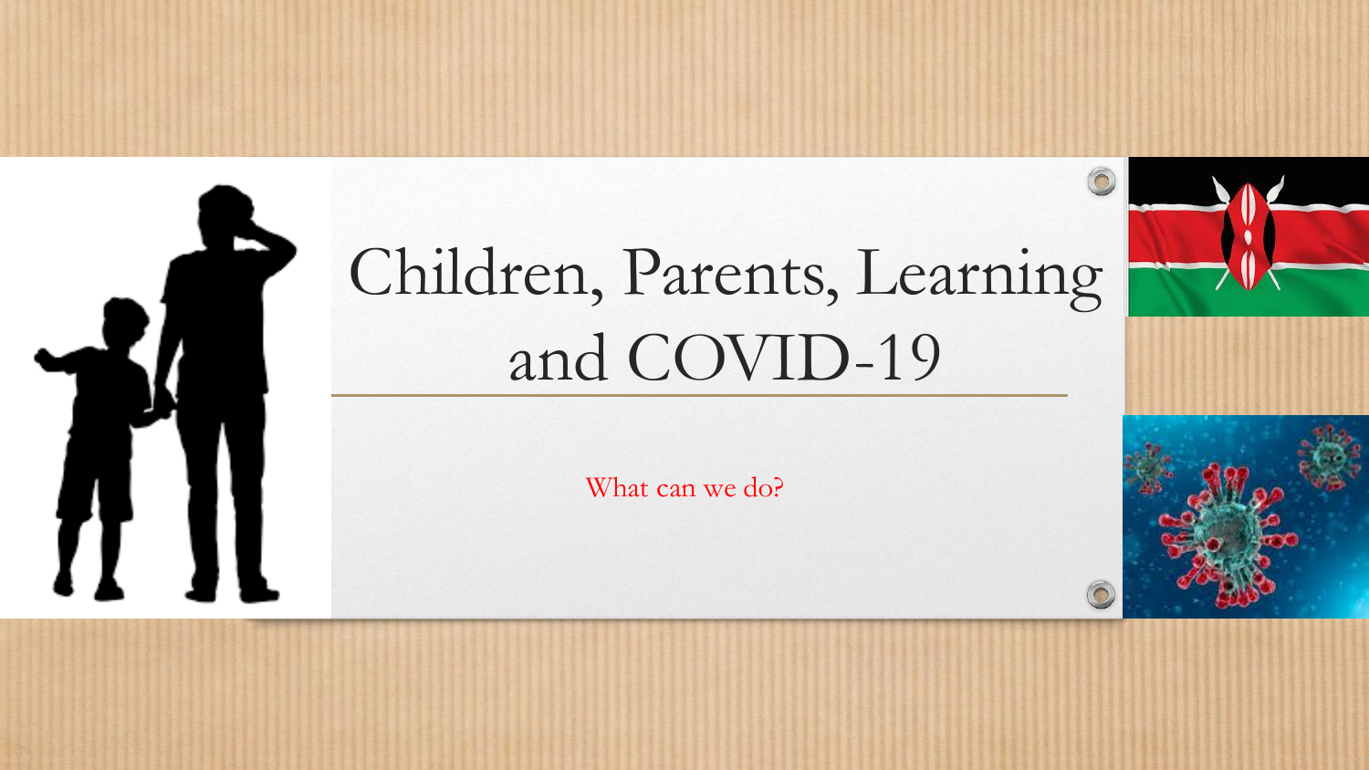# Children, Parents, Learning and COVID-19

What can we do?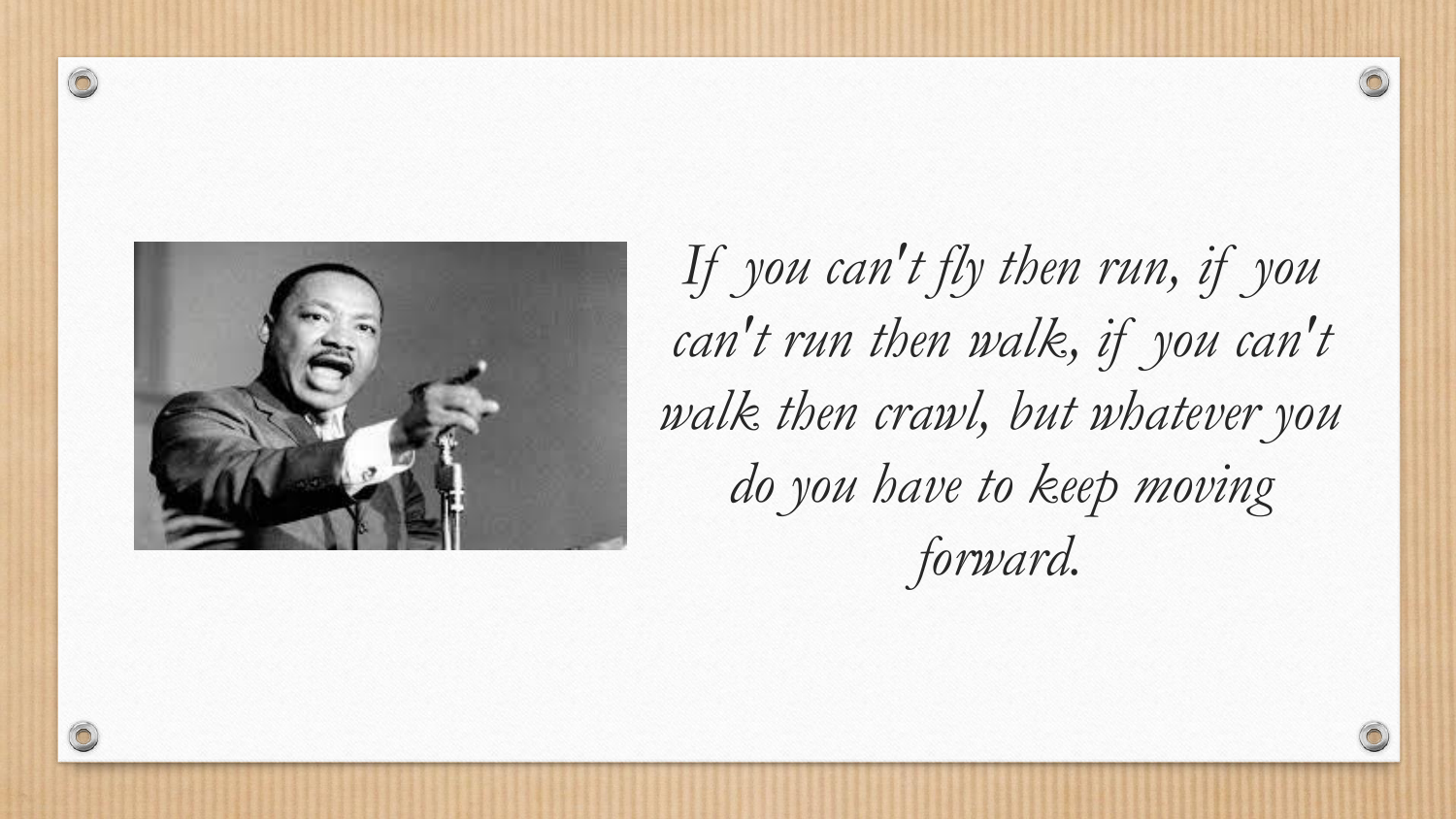*If you can't fly then run, if you can't run then walk, if you can't walk then crawl, but whatever you do you have to keep moving forward.*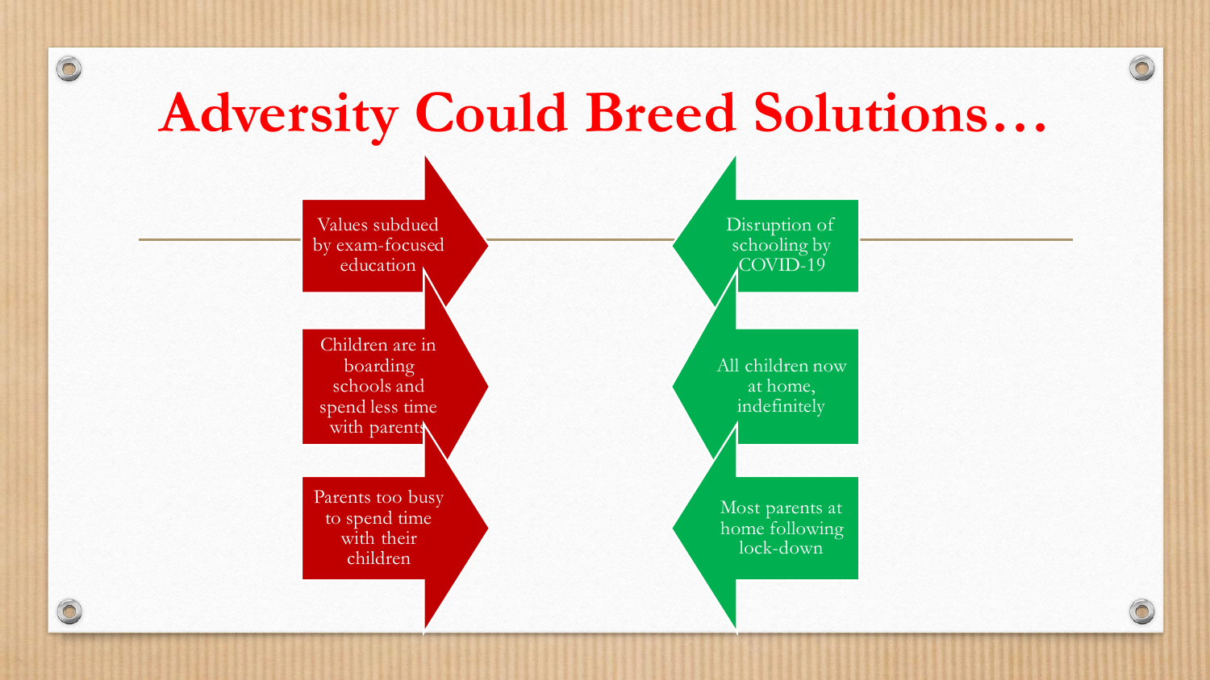# Adversity Could Breed Solutions…

- Values subdued by exam-focused education
- Children are in boarding schools and spend less time with parents
- Parents too busy to spend time with their children

- Disruption of schooling by COVID-19
- All children now at home, indefinitely
- Most parents at home following lock-down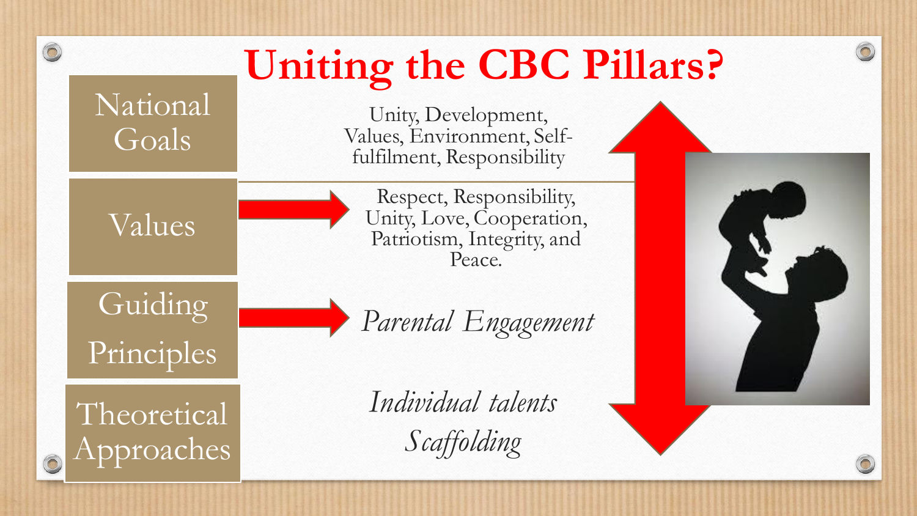# Uniting the CBC Pillars?

| | |
|---|---|
| National Goals | Unity, Development, Values, Environment, Self-fulfilment, Responsibility |
| Values | Respect, Responsibility, Unity, Love, Cooperation, Patriotism, Integrity, and Peace. |
| Guiding Principles | *Parental Engagement* |
| Theoretical Approaches | *Individual talents* *Scaffolding* |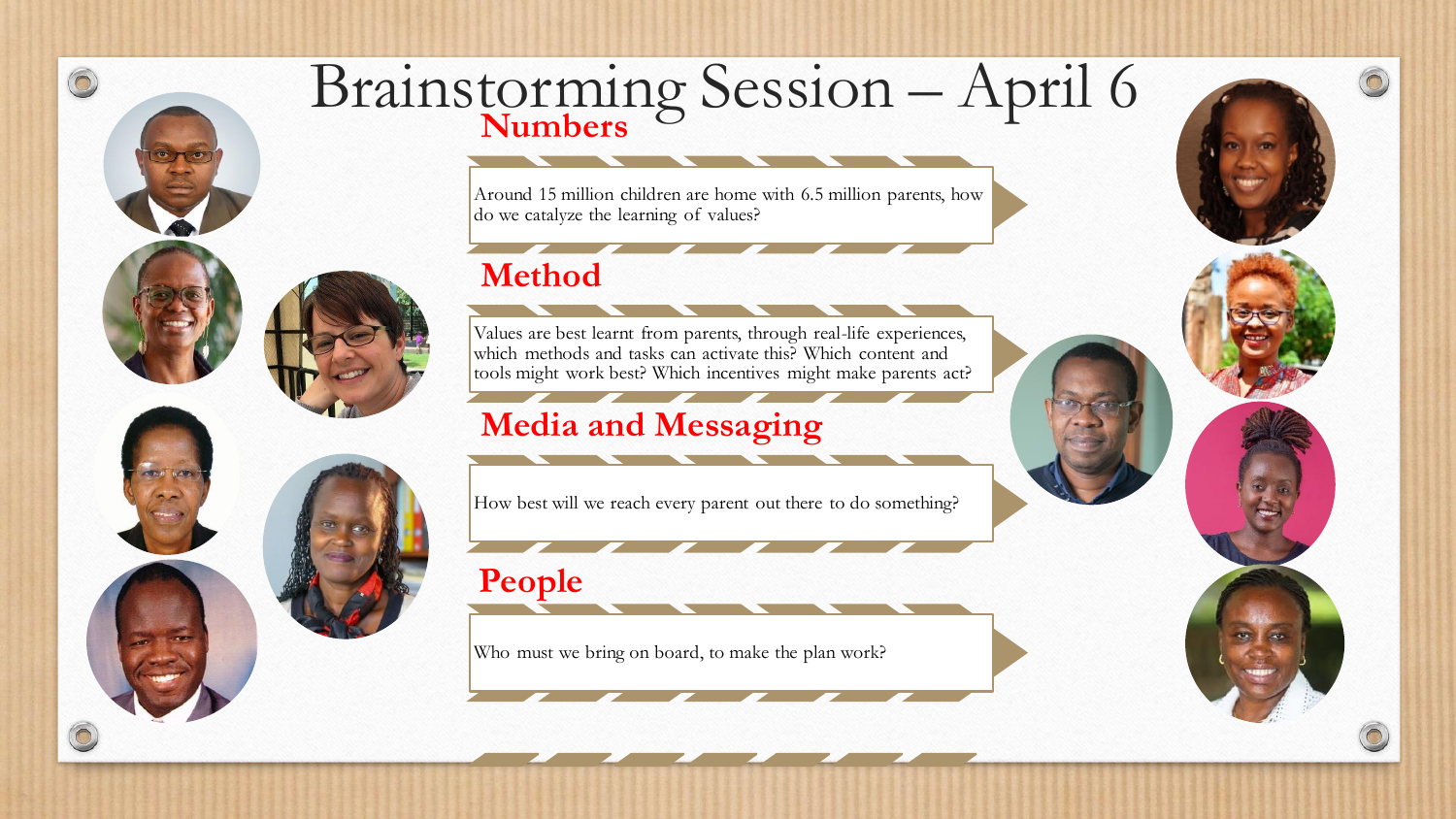# Brainstorming Session – April 6

## Numbers

Around 15 million children are home with 6.5 million parents, how do we catalyze the learning of values?

## Method

Values are best learnt from parents, through real-life experiences, which methods and tasks can activate this? Which content and tools might work best? Which incentives might make parents act?

## Media and Messaging

How best will we reach every parent out there to do something?

## People

Who must we bring on board, to make the plan work?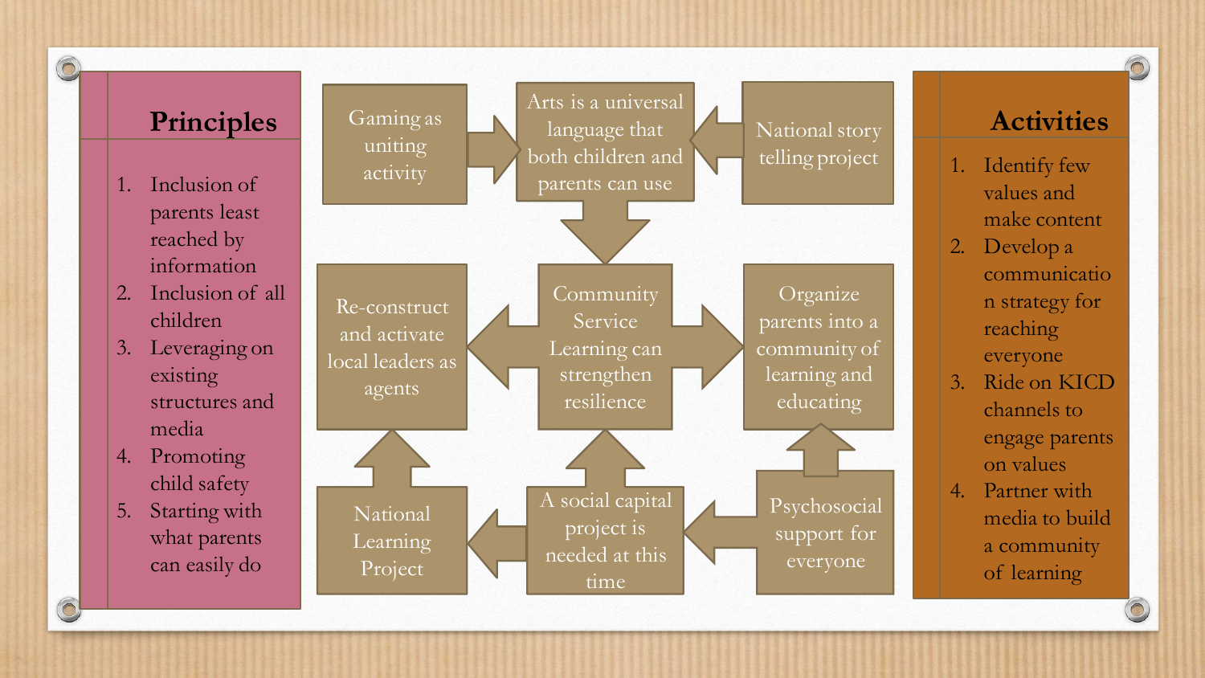## Principles

1. Inclusion of parents least reached by information
2. Inclusion of all children
3. Leveraging on existing structures and media
4. Promoting child safety
5. Starting with what parents can easily do

Gaming as uniting activity

Arts is a universal language that both children and parents can use

National story telling project

Re-construct and activate local leaders as agents

Community Service Learning can strengthen resilience

Organize parents into a community of learning and educating

National Learning Project

A social capital project is needed at this time

Psychosocial support for everyone

## Activities

1. Identify few values and make content
2. Develop a communication strategy for reaching everyone
3. Ride on KICD channels to engage parents on values
4. Partner with media to build a community of learning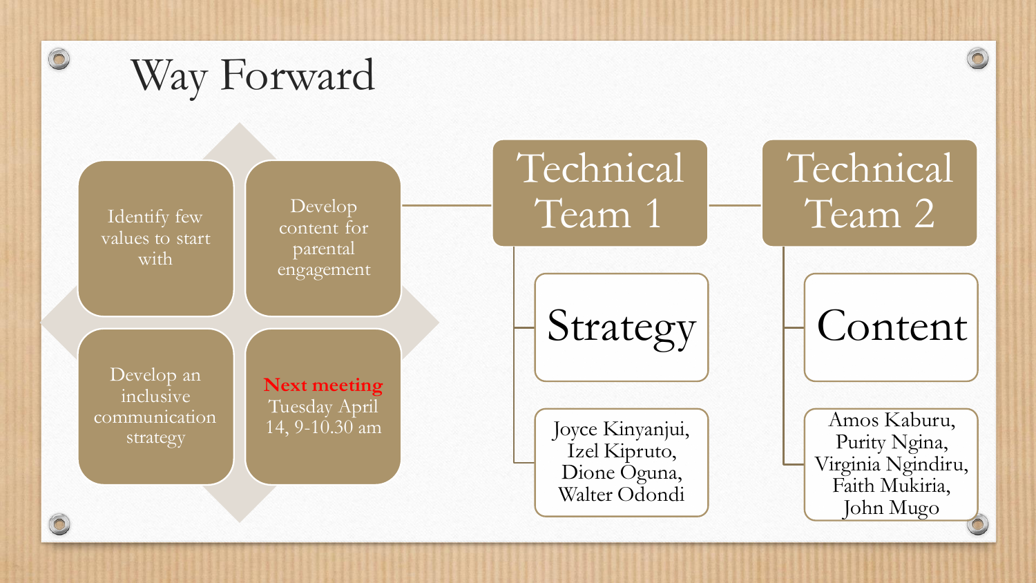# Way Forward

- Identify few values to start with
- Develop content for parental engagement
- Develop an inclusive communication strategy
- **Next meeting** Tuesday April 14, 9-10.30 am

## Technical Team 1

### Strategy

Joyce Kinyanjui, Izel Kipruto, Dione Oguna, Walter Odondi

## Technical Team 2

### Content

Amos Kaburu, Purity Ngina, Virginia Ngindiru, Faith Mukiria, John Mugo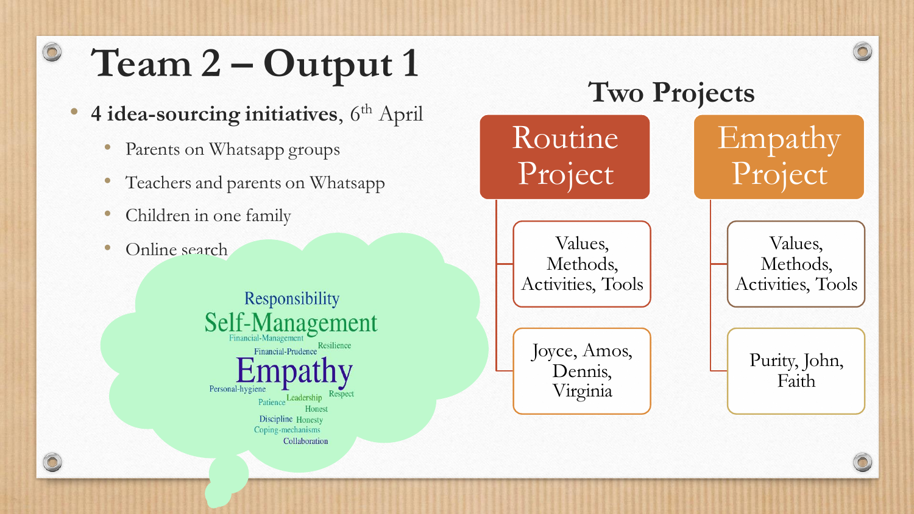# Team 2 – Output 1

- **4 idea-sourcing initiatives**, 6th April
  - Parents on Whatsapp groups
  - Teachers and parents on Whatsapp
  - Children in one family
  - Online search

Responsibility
Self-Management
Financial-Management
Resilience
Financial-Prudence
Empathy
Personal-hygiene
Respect
Leadership
Patience
Honest
Discipline
Honesty
Coping-mechanisms
Collaboration

## Two Projects

### Routine Project

- Values, Methods, Activities, Tools
- Joyce, Amos, Dennis, Virginia

### Empathy Project

- Values, Methods, Activities, Tools
- Purity, John, Faith